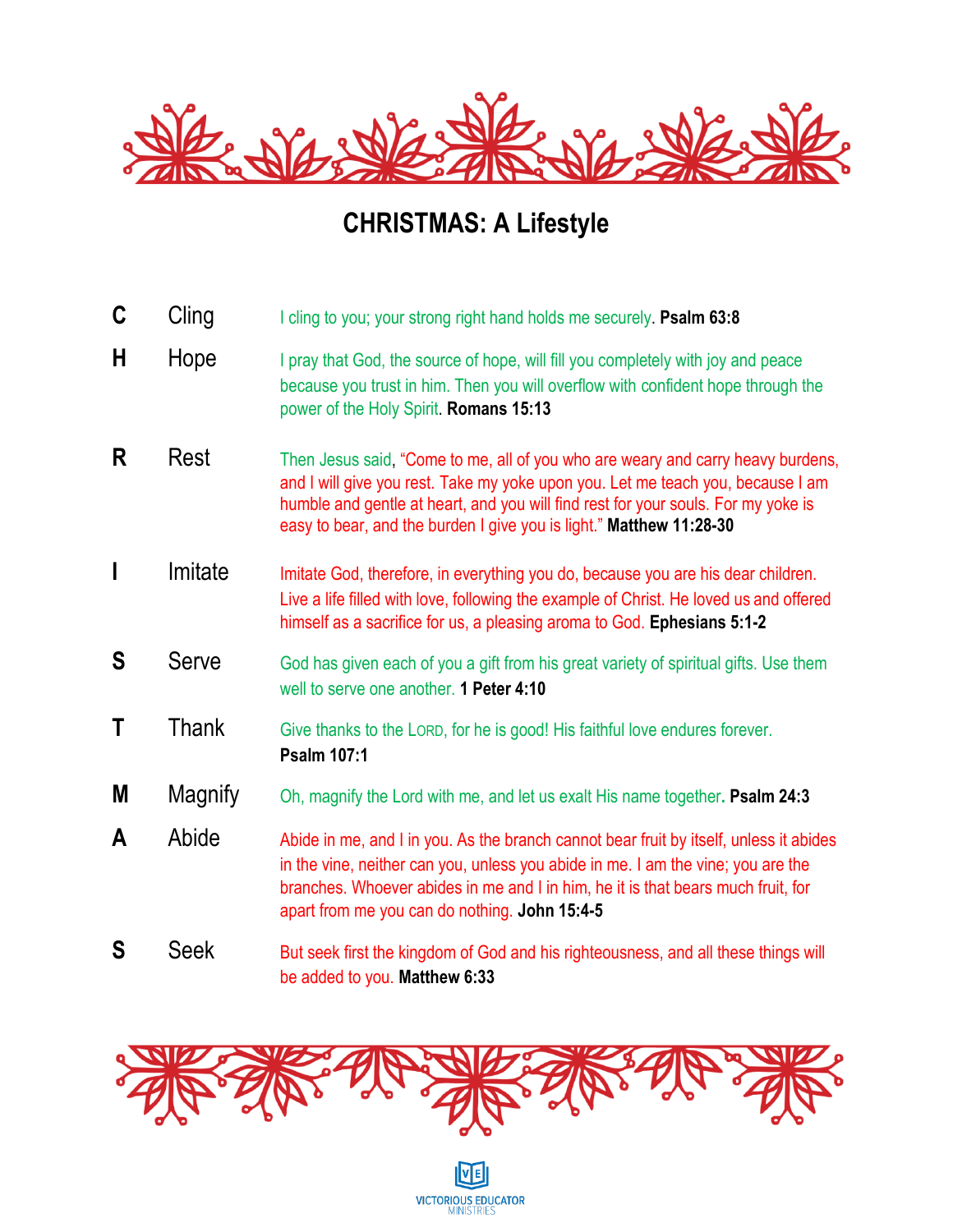# CHRISTMAS: A Lifestyle

| | | |
|---|---|---|
| **C** | Cling | I cling to you; your strong right hand holds me securely. **Psalm 63:8** |
| **H** | Hope | I pray that God, the source of hope, will fill you completely with joy and peace because you trust in him. Then you will overflow with confident hope through the power of the Holy Spirit. **Romans 15:13** |
| **R** | Rest | Then Jesus said, "Come to me, all of you who are weary and carry heavy burdens, and I will give you rest. Take my yoke upon you. Let me teach you, because I am humble and gentle at heart, and you will find rest for your souls. For my yoke is easy to bear, and the burden I give you is light." **Matthew 11:28-30** |
| **I** | Imitate | Imitate God, therefore, in everything you do, because you are his dear children. Live a life filled with love, following the example of Christ. He loved us and offered himself as a sacrifice for us, a pleasing aroma to God. **Ephesians 5:1-2** |
| **S** | Serve | God has given each of you a gift from his great variety of spiritual gifts. Use them well to serve one another. **1 Peter 4:10** |
| **T** | Thank | Give thanks to the LORD, for he is good! His faithful love endures forever. **Psalm 107:1** |
| **M** | Magnify | Oh, magnify the Lord with me, and let us exalt His name together. **Psalm 24:3** |
| **A** | Abide | Abide in me, and I in you. As the branch cannot bear fruit by itself, unless it abides in the vine, neither can you, unless you abide in me. I am the vine; you are the branches. Whoever abides in me and I in him, he it is that bears much fruit, for apart from me you can do nothing. **John 15:4-5** |
| **S** | Seek | But seek first the kingdom of God and his righteousness, and all these things will be added to you. **Matthew 6:33** |

VICTORIOUS EDUCATOR MINISTRIES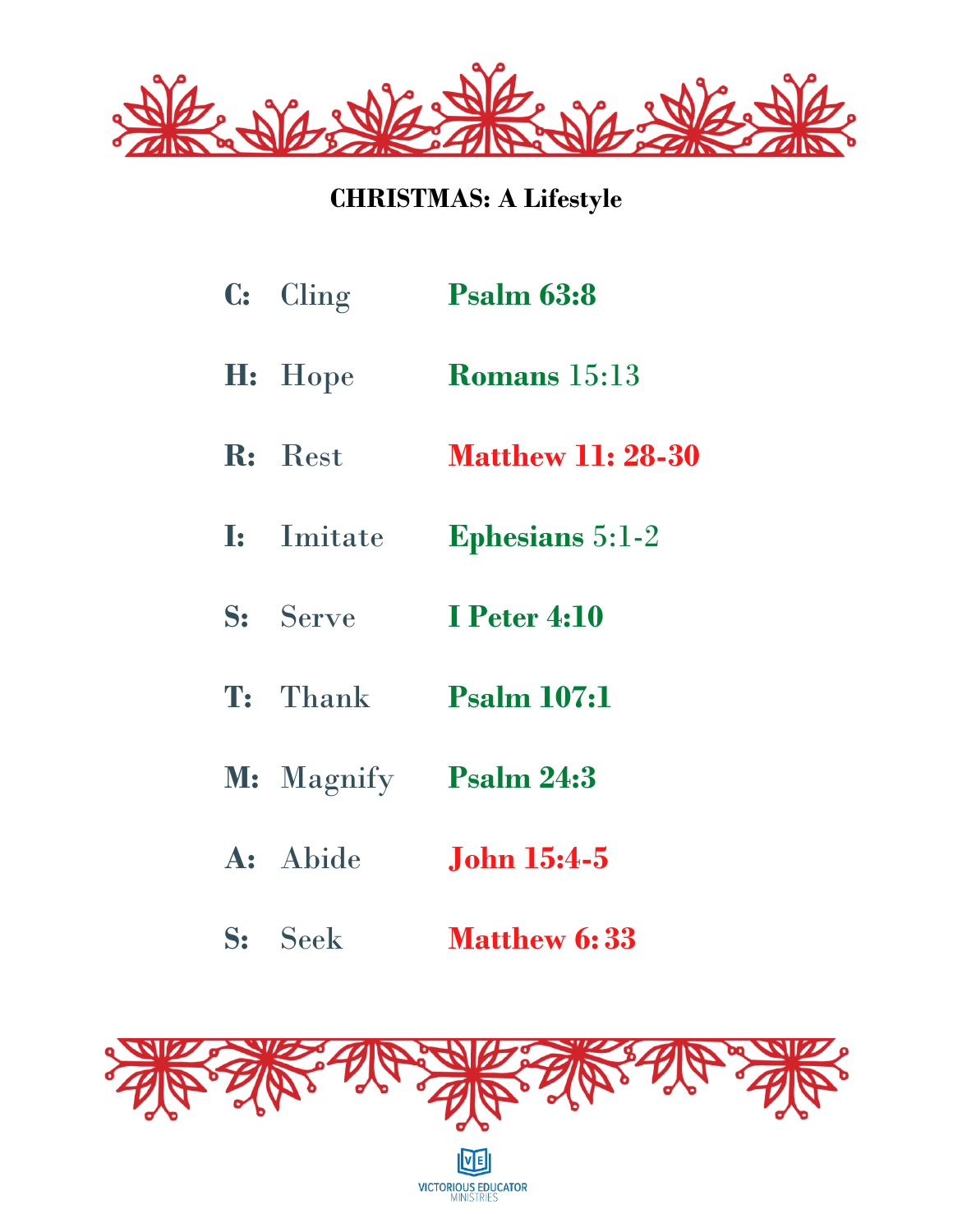**CHRISTMAS: A Lifestyle**

| | | |
|---|---|---|
| **C:** | Cling | **Psalm 63:8** |
| **H:** | Hope | **Romans** 15:13 |
| **R:** | Rest | **Matthew 11: 28-30** |
| **I:** | Imitate | **Ephesians** 5:1-2 |
| **S:** | Serve | **I Peter 4:10** |
| **T:** | Thank | **Psalm 107:1** |
| **M:** | Magnify | **Psalm 24:3** |
| **A:** | Abide | **John 15:4-5** |
| **S:** | Seek | **Matthew 6: 33** |

VICTORIOUS EDUCATOR MINISTRIES